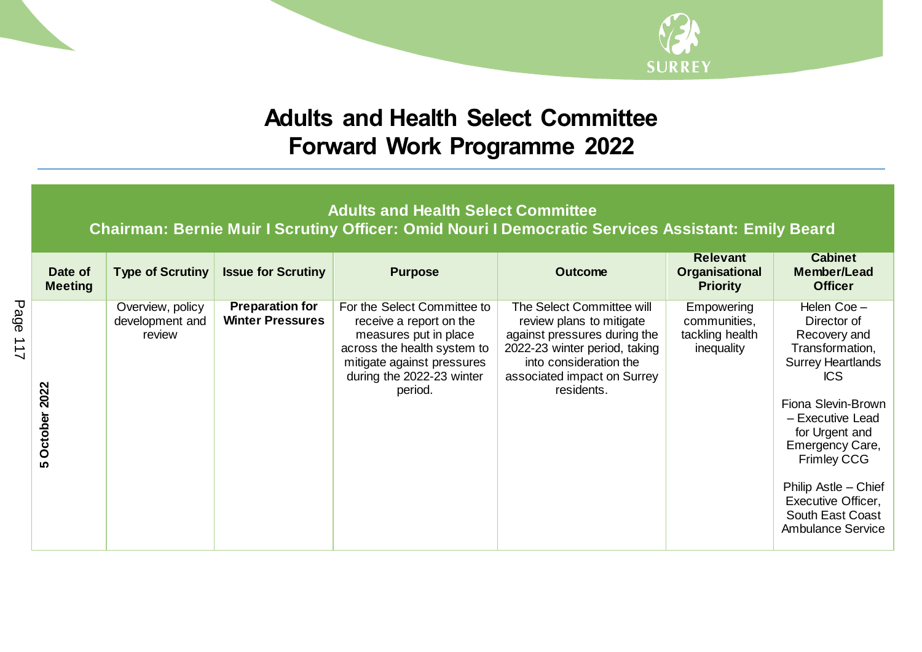# Adults and Health Select Committee
# Forward Work Programme 2022

## Adults and Health Select Committee
**Chairman: Bernie Muir I Scrutiny Officer: Omid Nouri I Democratic Services Assistant: Emily Beard**

| Date of Meeting | Type of Scrutiny | Issue for Scrutiny | Purpose | Outcome | Relevant Organisational Priority | Cabinet Member/Lead Officer |
|---|---|---|---|---|---|---|
| **5 October 2022** | Overview, policy development and review | **Preparation for Winter Pressures** | For the Select Committee to receive a report on the measures put in place across the health system to mitigate against pressures during the 2022-23 winter period. | The Select Committee will review plans to mitigate against pressures during the 2022-23 winter period, taking into consideration the associated impact on Surrey residents. | Empowering communities, tackling health inequality | Helen Coe – Director of Recovery and Transformation, Surrey Heartlands ICS<br><br>Fiona Slevin-Brown – Executive Lead for Urgent and Emergency Care, Frimley CCG<br><br>Philip Astle – Chief Executive Officer, South East Coast Ambulance Service |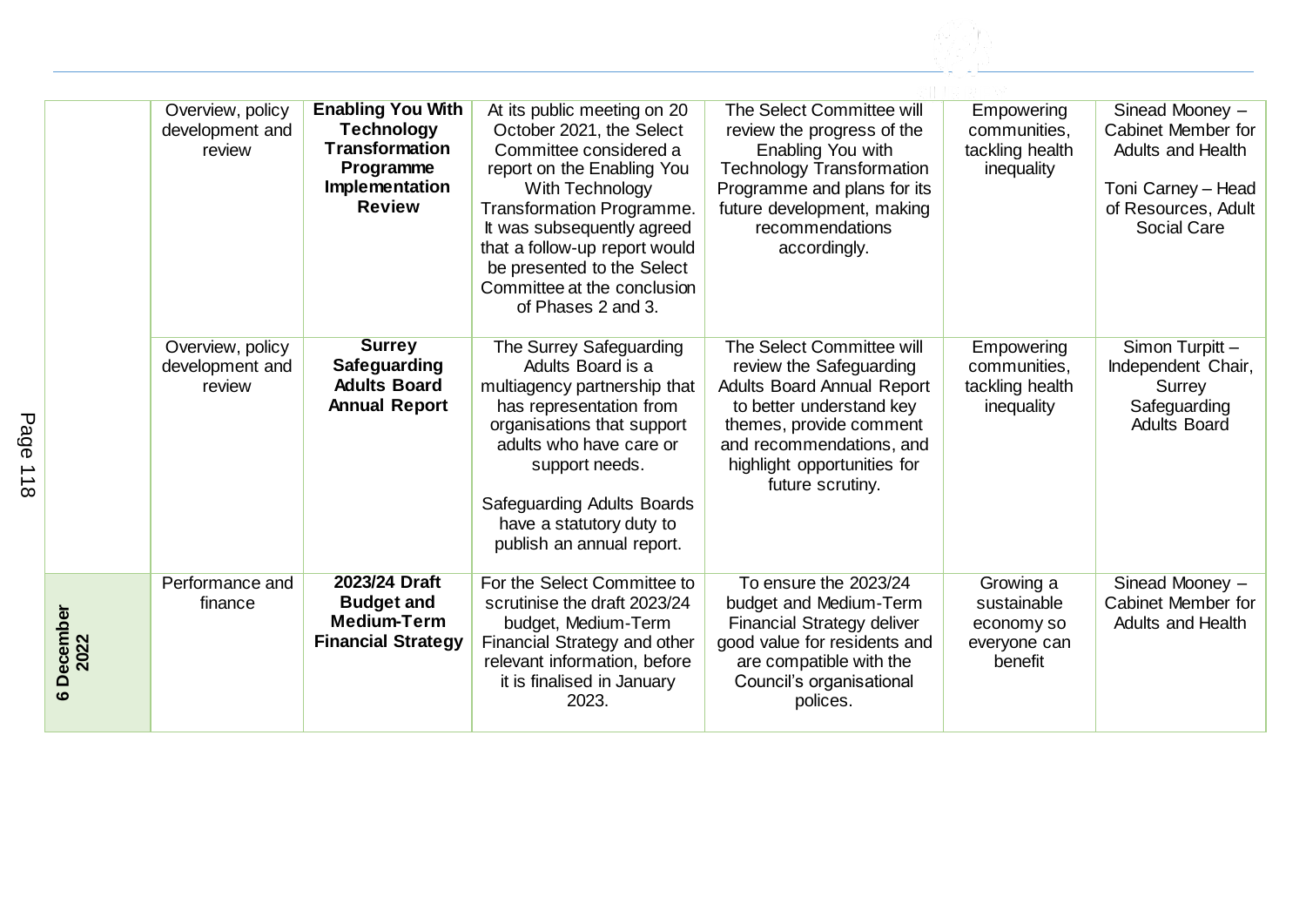| | | | | | | |
|---|---|---|---|---|---|---|
| | Overview, policy development and review | **Enabling You With Technology Transformation Programme Implementation Review** | At its public meeting on 20 October 2021, the Select Committee considered a report on the Enabling You With Technology Transformation Programme. It was subsequently agreed that a follow-up report would be presented to the Select Committee at the conclusion of Phases 2 and 3. | The Select Committee will review the progress of the Enabling You with Technology Transformation Programme and plans for its future development, making recommendations accordingly. | Empowering communities, tackling health inequality | Sinead Mooney – Cabinet Member for Adults and Health<br><br>Toni Carney – Head of Resources, Adult Social Care |
| | Overview, policy development and review | **Surrey Safeguarding Adults Board Annual Report** | The Surrey Safeguarding Adults Board is a multiagency partnership that has representation from organisations that support adults who have care or support needs.<br><br>Safeguarding Adults Boards have a statutory duty to publish an annual report. | The Select Committee will review the Safeguarding Adults Board Annual Report to better understand key themes, provide comment and recommendations, and highlight opportunities for future scrutiny. | Empowering communities, tackling health inequality | Simon Turpitt – Independent Chair, Surrey Safeguarding Adults Board |
| **6 December 2022** | Performance and finance | **2023/24 Draft Budget and Medium-Term Financial Strategy** | For the Select Committee to scrutinise the draft 2023/24 budget, Medium-Term Financial Strategy and other relevant information, before it is finalised in January 2023. | To ensure the 2023/24 budget and Medium-Term Financial Strategy deliver good value for residents and are compatible with the Council's organisational polices. | Growing a sustainable economy so everyone can benefit | Sinead Mooney – Cabinet Member for Adults and Health |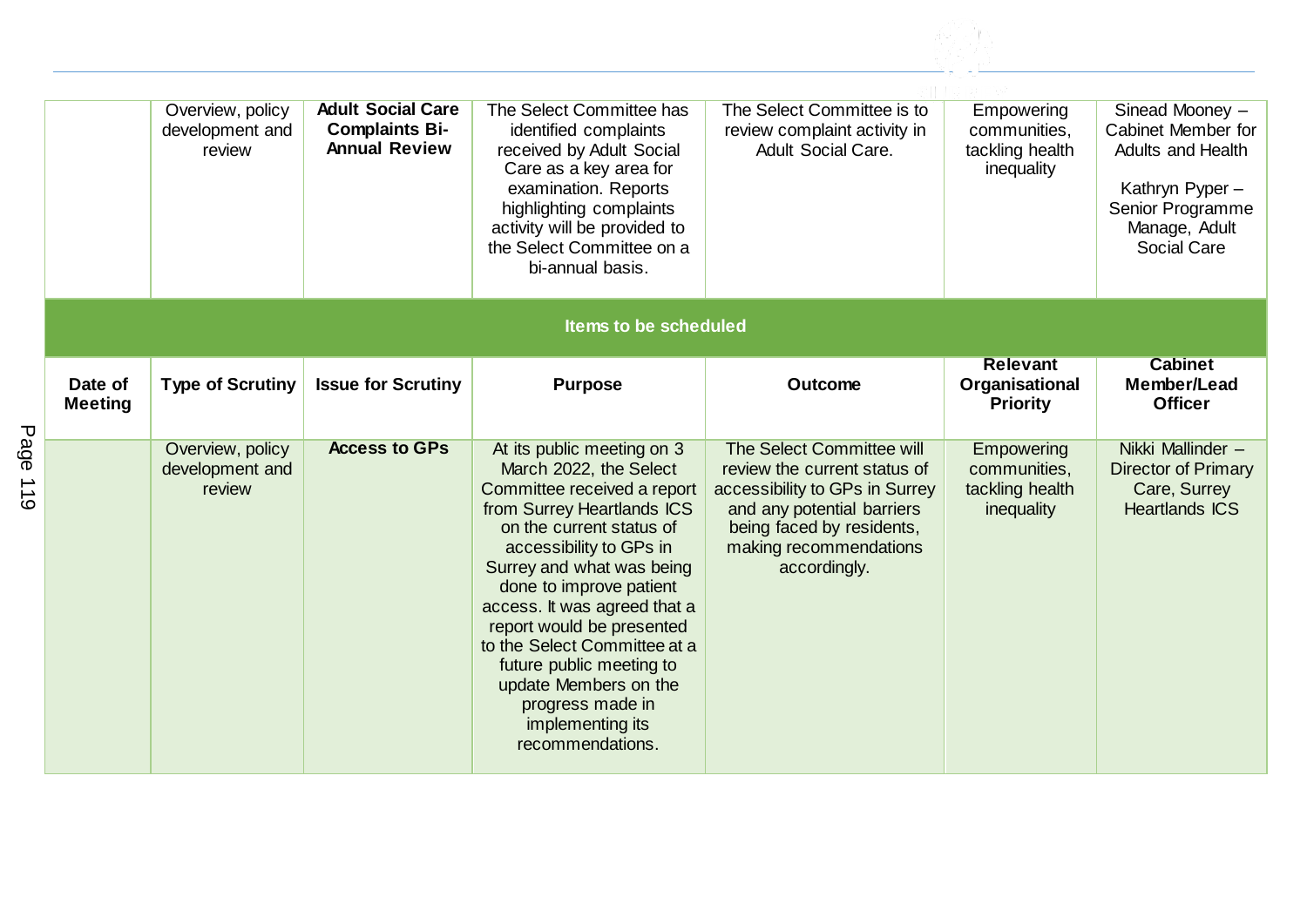| | | | | | | |
|---|---|---|---|---|---|---|
| | Overview, policy development and review | **Adult Social Care Complaints Bi-Annual Review** | The Select Committee has identified complaints received by Adult Social Care as a key area for examination. Reports highlighting complaints activity will be provided to the Select Committee on a bi-annual basis. | The Select Committee is to review complaint activity in Adult Social Care. | Empowering communities, tackling health inequality | Sinead Mooney – Cabinet Member for Adults and Health<br><br>Kathryn Pyper – Senior Programme Manage, Adult Social Care |

**Items to be scheduled**

| Date of Meeting | Type of Scrutiny | Issue for Scrutiny | Purpose | Outcome | Relevant Organisational Priority | Cabinet Member/Lead Officer |
|---|---|---|---|---|---|---|
| | Overview, policy development and review | **Access to GPs** | At its public meeting on 3 March 2022, the Select Committee received a report from Surrey Heartlands ICS on the current status of accessibility to GPs in Surrey and what was being done to improve patient access. It was agreed that a report would be presented to the Select Committee at a future public meeting to update Members on the progress made in implementing its recommendations. | The Select Committee will review the current status of accessibility to GPs in Surrey and any potential barriers being faced by residents, making recommendations accordingly. | Empowering communities, tackling health inequality | Nikki Mallinder – Director of Primary Care, Surrey Heartlands ICS |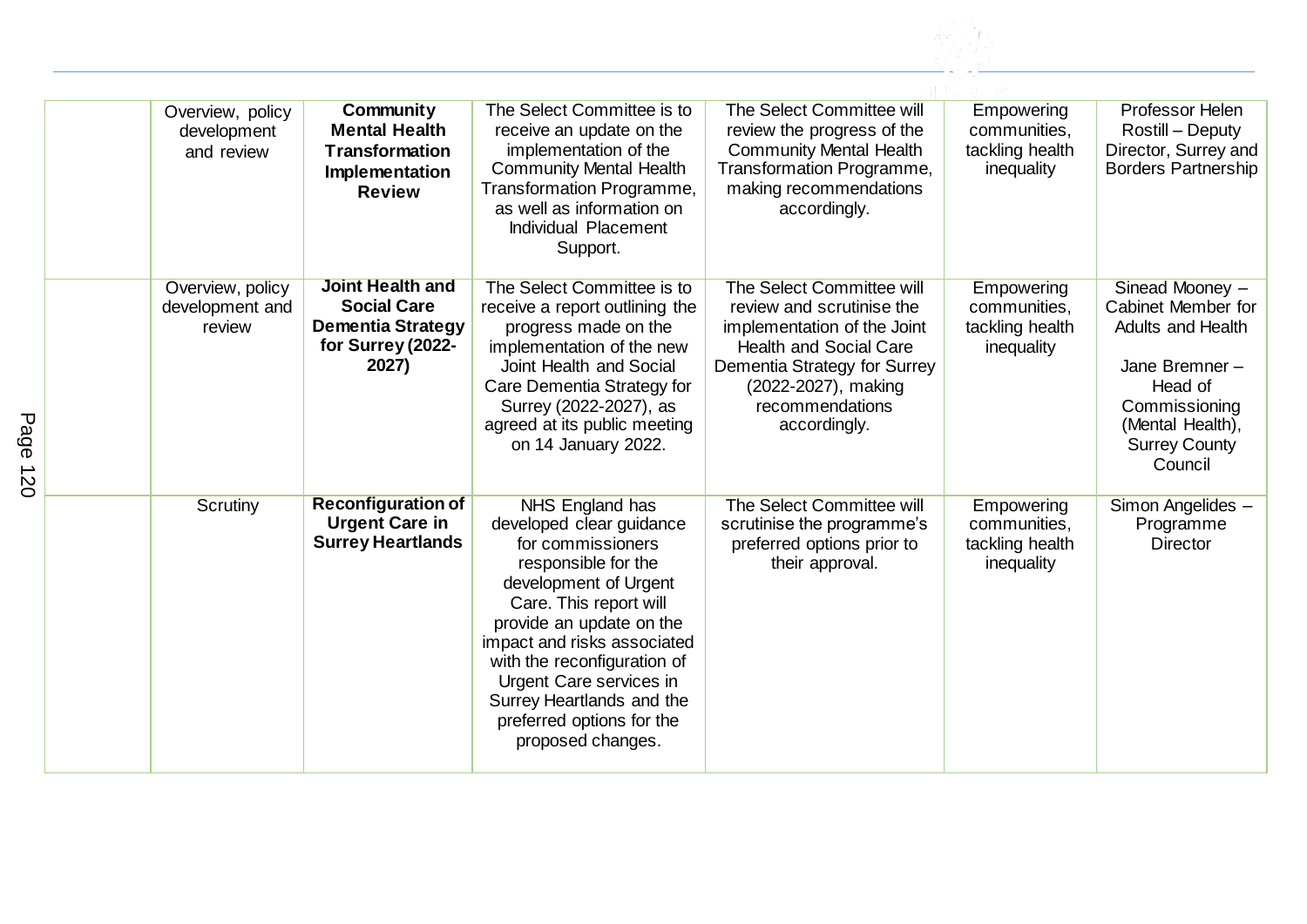| | | | | | | |
|---|---|---|---|---|---|---|
| | Overview, policy development and review | **Community Mental Health Transformation Implementation Review** | The Select Committee is to receive an update on the implementation of the Community Mental Health Transformation Programme, as well as information on Individual Placement Support. | The Select Committee will review the progress of the Community Mental Health Transformation Programme, making recommendations accordingly. | Empowering communities, tackling health inequality | Professor Helen Rostill – Deputy Director, Surrey and Borders Partnership |
| | Overview, policy development and review | **Joint Health and Social Care Dementia Strategy for Surrey (2022-2027)** | The Select Committee is to receive a report outlining the progress made on the implementation of the new Joint Health and Social Care Dementia Strategy for Surrey (2022-2027), as agreed at its public meeting on 14 January 2022. | The Select Committee will review and scrutinise the implementation of the Joint Health and Social Care Dementia Strategy for Surrey (2022-2027), making recommendations accordingly. | Empowering communities, tackling health inequality | Sinead Mooney – Cabinet Member for Adults and Health<br><br>Jane Bremner – Head of Commissioning (Mental Health), Surrey County Council |
| | Scrutiny | **Reconfiguration of Urgent Care in Surrey Heartlands** | NHS England has developed clear guidance for commissioners responsible for the development of Urgent Care. This report will provide an update on the impact and risks associated with the reconfiguration of Urgent Care services in Surrey Heartlands and the preferred options for the proposed changes. | The Select Committee will scrutinise the programme's preferred options prior to their approval. | Empowering communities, tackling health inequality | Simon Angelides – Programme Director |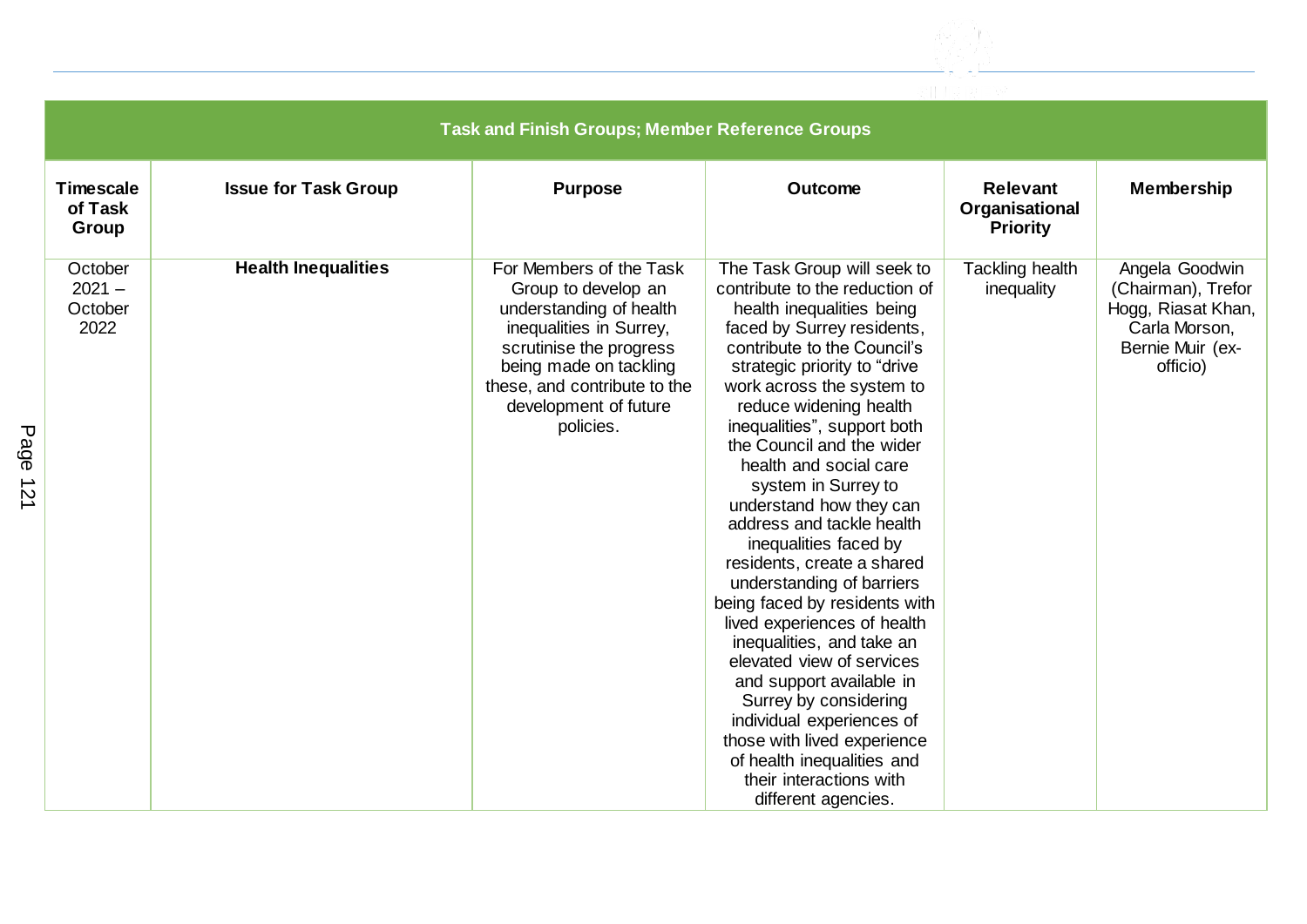| Task and Finish Groups; Member Reference Groups | | | | | |
|---|---|---|---|---|---|
| **Timescale of Task Group** | **Issue for Task Group** | **Purpose** | **Outcome** | **Relevant Organisational Priority** | **Membership** |
| October 2021 – October 2022 | **Health Inequalities** | For Members of the Task Group to develop an understanding of health inequalities in Surrey, scrutinise the progress being made on tackling these, and contribute to the development of future policies. | The Task Group will seek to contribute to the reduction of health inequalities being faced by Surrey residents, contribute to the Council's strategic priority to "drive work across the system to reduce widening health inequalities", support both the Council and the wider health and social care system in Surrey to understand how they can address and tackle health inequalities faced by residents, create a shared understanding of barriers being faced by residents with lived experiences of health inequalities, and take an elevated view of services and support available in Surrey by considering individual experiences of those with lived experience of health inequalities and their interactions with different agencies. | Tackling health inequality | Angela Goodwin (Chairman), Trefor Hogg, Riasat Khan, Carla Morson, Bernie Muir (ex-officio) |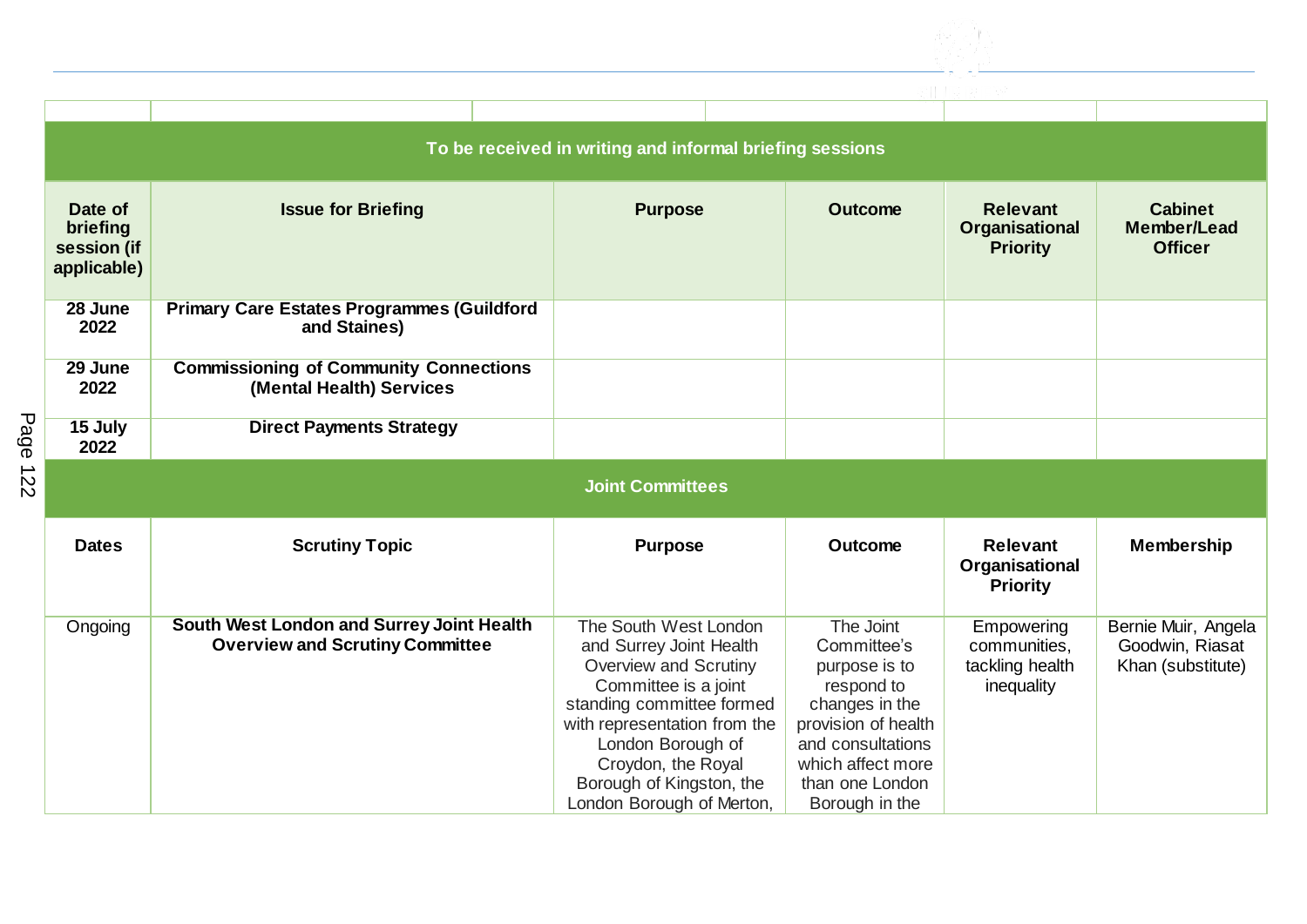| | | | | | |
|---|---|---|---|---|---|
| **To be received in writing and informal briefing sessions** | | | | | |
| **Date of briefing session (if applicable)** | **Issue for Briefing** | **Purpose** | **Outcome** | **Relevant Organisational Priority** | **Cabinet Member/Lead Officer** |
| **28 June 2022** | **Primary Care Estates Programmes (Guildford and Staines)** | | | | |
| **29 June 2022** | **Commissioning of Community Connections (Mental Health) Services** | | | | |
| **15 July 2022** | **Direct Payments Strategy** | | | | |
| **Joint Committees** | | | | | |
| **Dates** | **Scrutiny Topic** | **Purpose** | **Outcome** | **Relevant Organisational Priority** | **Membership** |
| Ongoing | **South West London and Surrey Joint Health Overview and Scrutiny Committee** | The South West London and Surrey Joint Health Overview and Scrutiny Committee is a joint standing committee formed with representation from the London Borough of Croydon, the Royal Borough of Kingston, the London Borough of Merton, | The Joint Committee's purpose is to respond to changes in the provision of health and consultations which affect more than one London Borough in the | Empowering communities, tackling health inequality | Bernie Muir, Angela Goodwin, Riasat Khan (substitute) |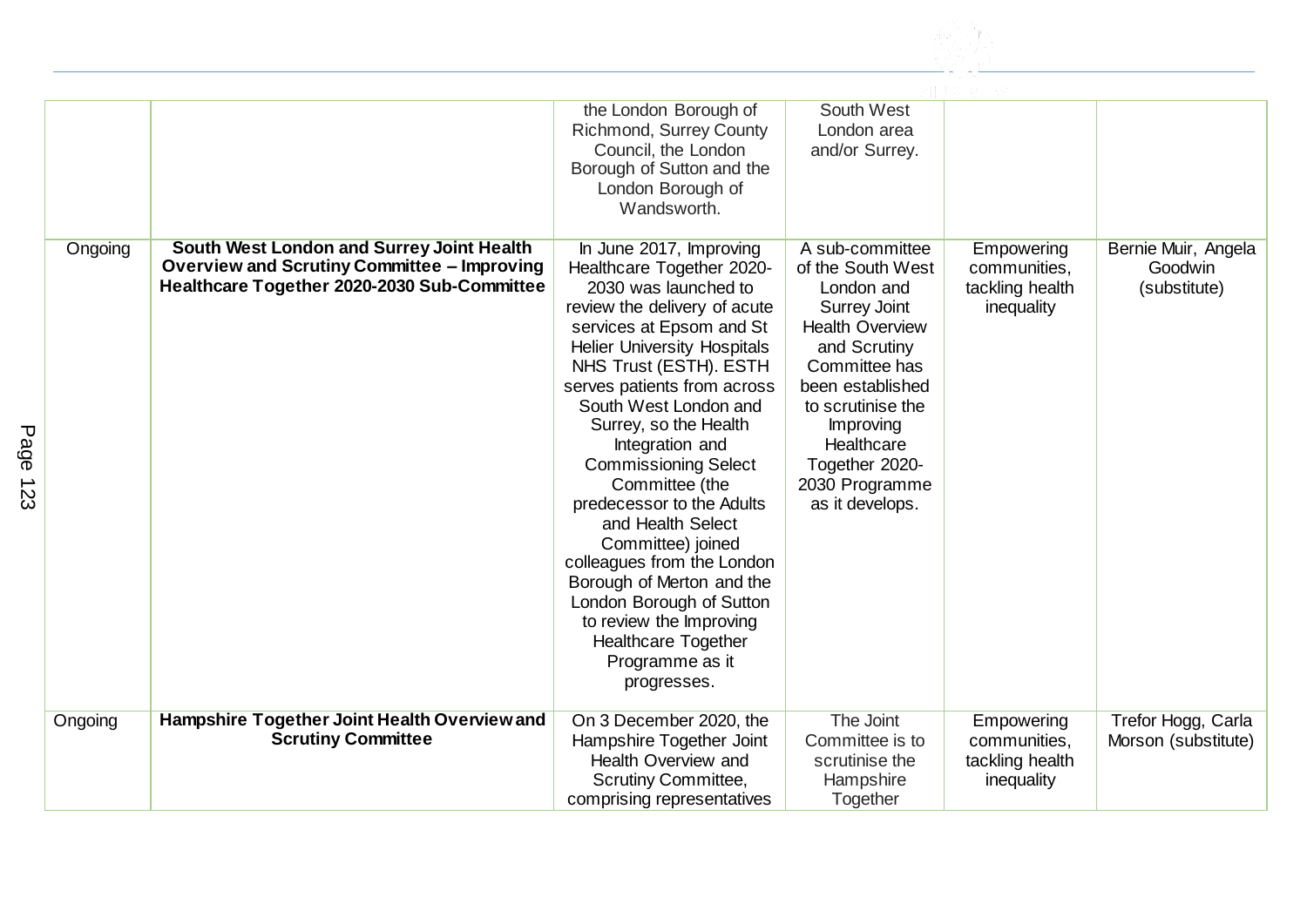| | | | | | |
|---|---|---|---|---|---|
| | | the London Borough of Richmond, Surrey County Council, the London Borough of Sutton and the London Borough of Wandsworth. | South West London area and/or Surrey. | | |
| Ongoing | **South West London and Surrey Joint Health Overview and Scrutiny Committee – Improving Healthcare Together 2020-2030 Sub-Committee** | In June 2017, Improving Healthcare Together 2020-2030 was launched to review the delivery of acute services at Epsom and St Helier University Hospitals NHS Trust (ESTH). ESTH serves patients from across South West London and Surrey, so the Health Integration and Commissioning Select Committee (the predecessor to the Adults and Health Select Committee) joined colleagues from the London Borough of Merton and the London Borough of Sutton to review the Improving Healthcare Together Programme as it progresses. | A sub-committee of the South West London and Surrey Joint Health Overview and Scrutiny Committee has been established to scrutinise the Improving Healthcare Together 2020-2030 Programme as it develops. | Empowering communities, tackling health inequality | Bernie Muir, Angela Goodwin (substitute) |
| Ongoing | **Hampshire Together Joint Health Overview and Scrutiny Committee** | On 3 December 2020, the Hampshire Together Joint Health Overview and Scrutiny Committee, comprising representatives | The Joint Committee is to scrutinise the Hampshire Together | Empowering communities, tackling health inequality | Trefor Hogg, Carla Morson (substitute) |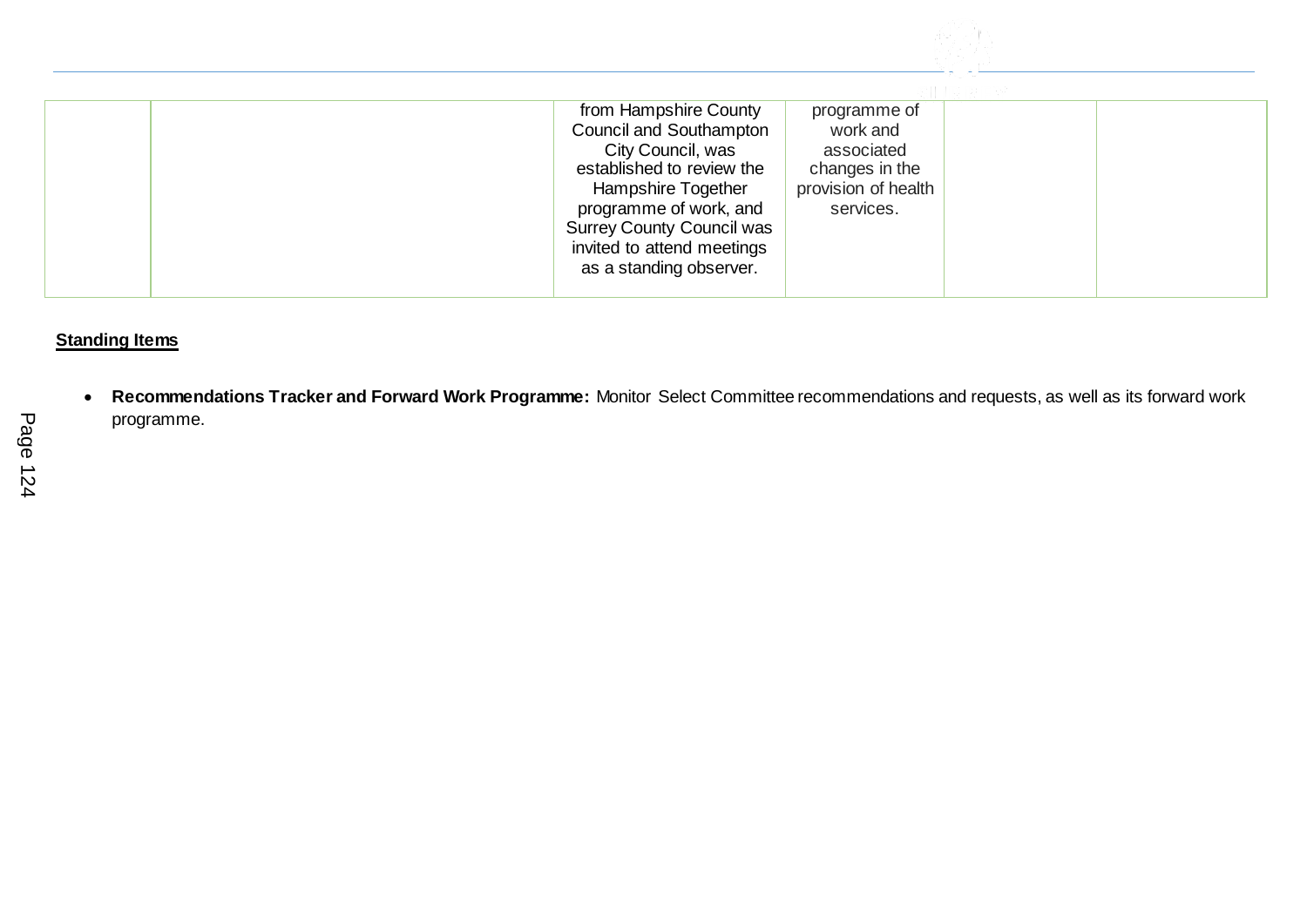| | | | | | |
|---|---|---|---|---|---|
| | | from Hampshire County Council and Southampton City Council, was established to review the Hampshire Together programme of work, and Surrey County Council was invited to attend meetings as a standing observer. | programme of work and associated changes in the provision of health services. | | |

**Standing Items**

- **Recommendations Tracker and Forward Work Programme:** Monitor Select Committee recommendations and requests, as well as its forward work programme.